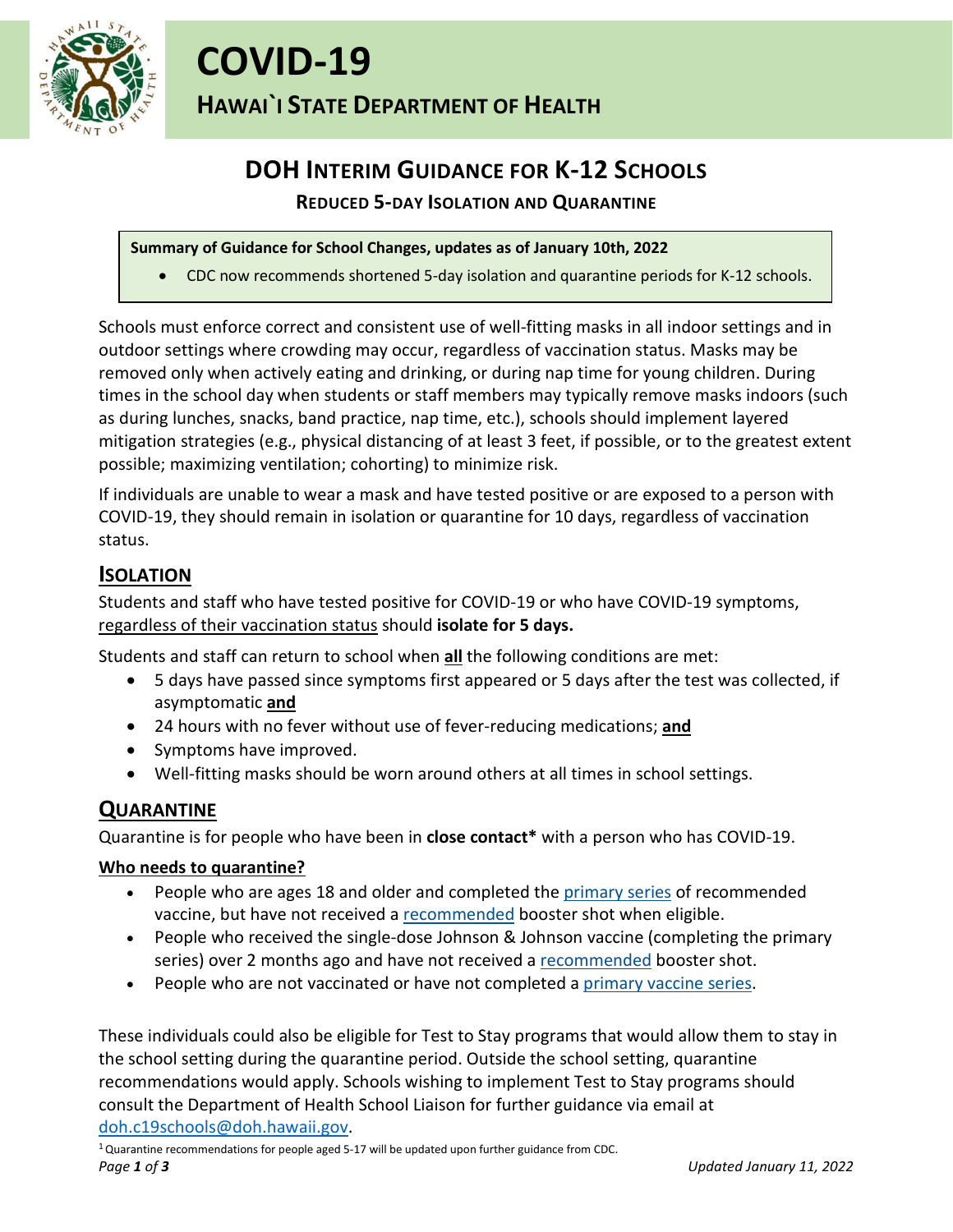# COVID-19

## HAWAI`I STATE DEPARTMENT OF HEALTH

# DOH INTERIM GUIDANCE FOR K-12 SCHOOLS

### REDUCED 5-DAY ISOLATION AND QUARANTINE

**Summary of Guidance for School Changes, updates as of January 10th, 2022**

- CDC now recommends shortened 5-day isolation and quarantine periods for K-12 schools.

Schools must enforce correct and consistent use of well-fitting masks in all indoor settings and in outdoor settings where crowding may occur, regardless of vaccination status. Masks may be removed only when actively eating and drinking, or during nap time for young children. During times in the school day when students or staff members may typically remove masks indoors (such as during lunches, snacks, band practice, nap time, etc.), schools should implement layered mitigation strategies (e.g., physical distancing of at least 3 feet, if possible, or to the greatest extent possible; maximizing ventilation; cohorting) to minimize risk.

If individuals are unable to wear a mask and have tested positive or are exposed to a person with COVID-19, they should remain in isolation or quarantine for 10 days, regardless of vaccination status.

## ISOLATION

Students and staff who have tested positive for COVID-19 or who have COVID-19 symptoms, regardless of their vaccination status should **isolate for 5 days.**

Students and staff can return to school when **all** the following conditions are met:

- 5 days have passed since symptoms first appeared or 5 days after the test was collected, if asymptomatic **and**
- 24 hours with no fever without use of fever-reducing medications; **and**
- Symptoms have improved.
- Well-fitting masks should be worn around others at all times in school settings.

## QUARANTINE

Quarantine is for people who have been in **close contact*** with a person who has COVID-19.

**Who needs to quarantine?**

- People who are ages 18 and older and completed the primary series of recommended vaccine, but have not received a recommended booster shot when eligible.
- People who received the single-dose Johnson & Johnson vaccine (completing the primary series) over 2 months ago and have not received a recommended booster shot.
- People who are not vaccinated or have not completed a primary vaccine series.

These individuals could also be eligible for Test to Stay programs that would allow them to stay in the school setting during the quarantine period. Outside the school setting, quarantine recommendations would apply. Schools wishing to implement Test to Stay programs should consult the Department of Health School Liaison for further guidance via email at doh.c19schools@doh.hawaii.gov.

[1] Quarantine recommendations for people aged 5-17 will be updated upon further guidance from CDC.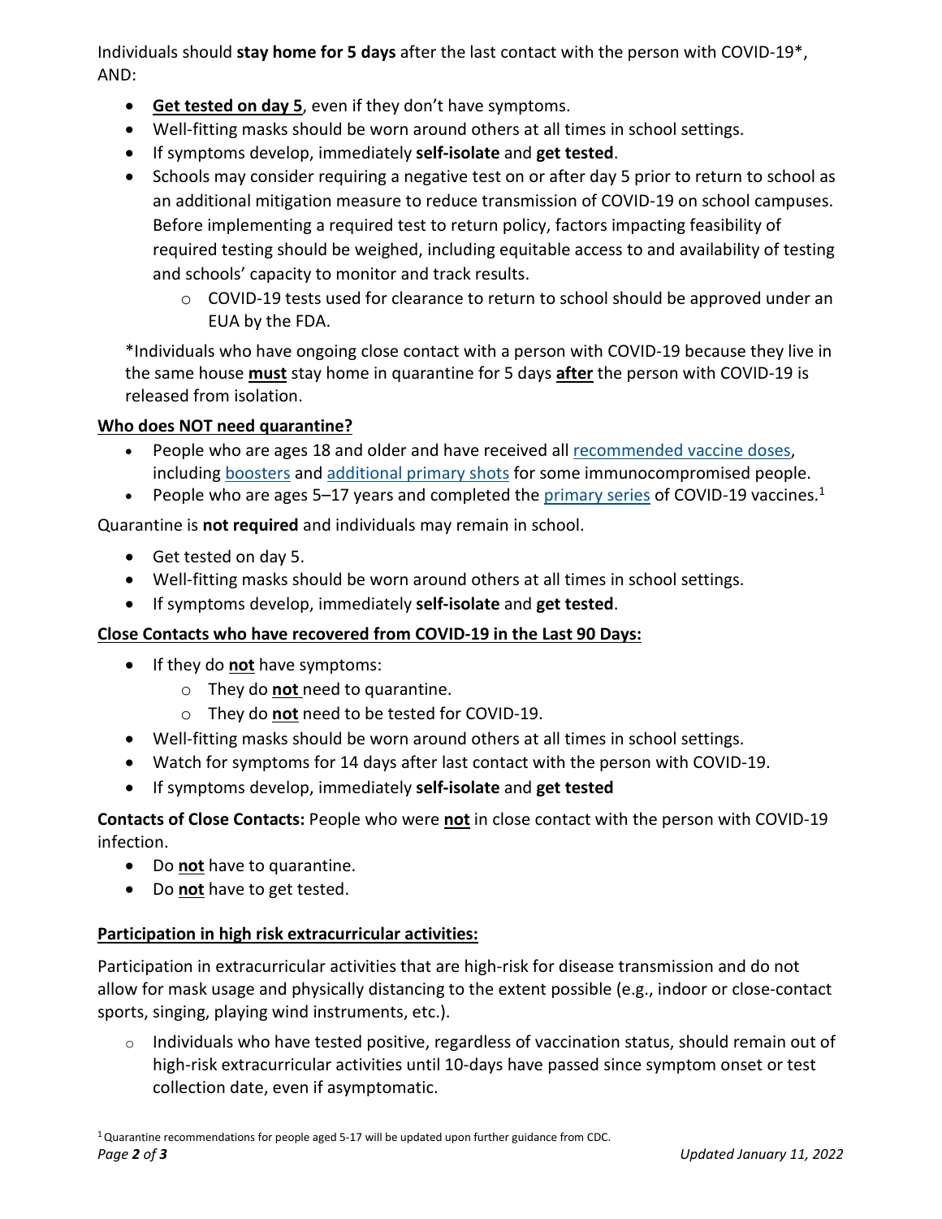Individuals should **stay home for 5 days** after the last contact with the person with COVID-19*, AND:

- **Get tested on day 5**, even if they don't have symptoms.
- Well-fitting masks should be worn around others at all times in school settings.
- If symptoms develop, immediately **self-isolate** and **get tested**.
- Schools may consider requiring a negative test on or after day 5 prior to return to school as an additional mitigation measure to reduce transmission of COVID-19 on school campuses. Before implementing a required test to return policy, factors impacting feasibility of required testing should be weighed, including equitable access to and availability of testing and schools' capacity to monitor and track results.
    - COVID-19 tests used for clearance to return to school should be approved under an EUA by the FDA.

*Individuals who have ongoing close contact with a person with COVID-19 because they live in the same house **must** stay home in quarantine for 5 days **after** the person with COVID-19 is released from isolation.

**Who does NOT need quarantine?**

- People who are ages 18 and older and have received all recommended vaccine doses, including boosters and additional primary shots for some immunocompromised people.
- People who are ages 5–17 years and completed the primary series of COVID-19 vaccines.[1]

Quarantine is **not required** and individuals may remain in school.

- Get tested on day 5.
- Well-fitting masks should be worn around others at all times in school settings.
- If symptoms develop, immediately **self-isolate** and **get tested**.

**Close Contacts who have recovered from COVID-19 in the Last 90 Days:**

- If they do **not** have symptoms:
    - They do **not** need to quarantine.
    - They do **not** need to be tested for COVID-19.
- Well-fitting masks should be worn around others at all times in school settings.
- Watch for symptoms for 14 days after last contact with the person with COVID-19.
- If symptoms develop, immediately **self-isolate** and **get tested**

**Contacts of Close Contacts:** People who were **not** in close contact with the person with COVID-19 infection.

- Do **not** have to quarantine.
- Do **not** have to get tested.

**Participation in high risk extracurricular activities:**

Participation in extracurricular activities that are high-risk for disease transmission and do not allow for mask usage and physically distancing to the extent possible (e.g., indoor or close-contact sports, singing, playing wind instruments, etc.).

- Individuals who have tested positive, regardless of vaccination status, should remain out of high-risk extracurricular activities until 10-days have passed since symptom onset or test collection date, even if asymptomatic.

[1] Quarantine recommendations for people aged 5-17 will be updated upon further guidance from CDC.

*Updated January 11, 2022*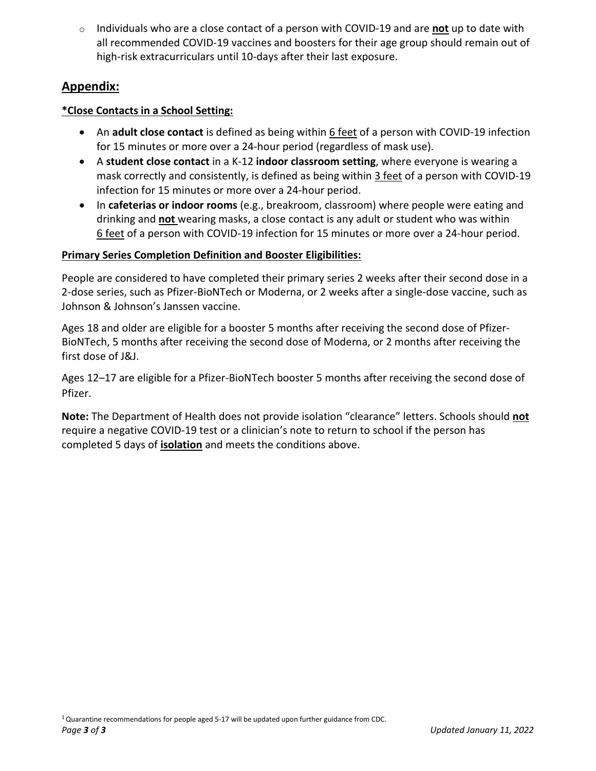- Individuals who are a close contact of a person with COVID-19 and are **not** up to date with all recommended COVID-19 vaccines and boosters for their age group should remain out of high-risk extracurriculars until 10-days after their last exposure.

## Appendix:

### *Close Contacts in a School Setting:

- An **adult close contact** is defined as being within 6 feet of a person with COVID-19 infection for 15 minutes or more over a 24-hour period (regardless of mask use).
- A **student close contact** in a K-12 **indoor classroom setting**, where everyone is wearing a mask correctly and consistently, is defined as being within 3 feet of a person with COVID-19 infection for 15 minutes or more over a 24-hour period.
- In **cafeterias or indoor rooms** (e.g., breakroom, classroom) where people were eating and drinking and **not** wearing masks, a close contact is any adult or student who was within 6 feet of a person with COVID-19 infection for 15 minutes or more over a 24-hour period.

### Primary Series Completion Definition and Booster Eligibilities:

People are considered to have completed their primary series 2 weeks after their second dose in a 2-dose series, such as Pfizer-BioNTech or Moderna, or 2 weeks after a single-dose vaccine, such as Johnson & Johnson's Janssen vaccine.

Ages 18 and older are eligible for a booster 5 months after receiving the second dose of Pfizer-BioNTech, 5 months after receiving the second dose of Moderna, or 2 months after receiving the first dose of J&J.

Ages 12–17 are eligible for a Pfizer-BioNTech booster 5 months after receiving the second dose of Pfizer.

**Note:** The Department of Health does not provide isolation "clearance" letters. Schools should **not** require a negative COVID-19 test or a clinician's note to return to school if the person has completed 5 days of **isolation** and meets the conditions above.

[1] Quarantine recommendations for people aged 5-17 will be updated upon further guidance from CDC.

*Updated January 11, 2022*